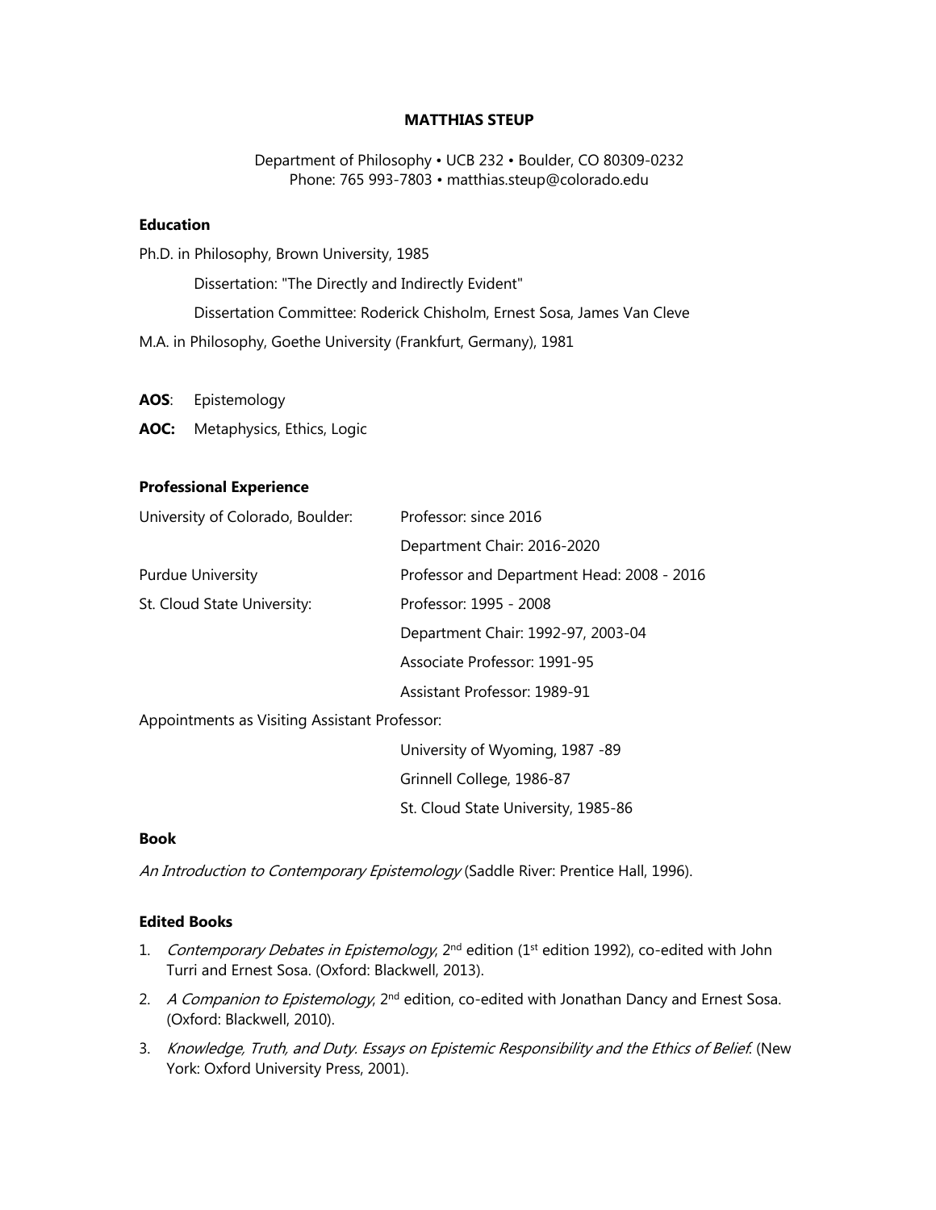# MATTHIAS STEUP

Department of Philosophy • UCB 232 • Boulder, CO 80309-0232
Phone: 765 993-7803 • matthias.steup@colorado.edu

### Education

Ph.D. in Philosophy, Brown University, 1985

Dissertation: "The Directly and Indirectly Evident"

Dissertation Committee: Roderick Chisholm, Ernest Sosa, James Van Cleve

M.A. in Philosophy, Goethe University (Frankfurt, Germany), 1981

**AOS**: Epistemology

**AOC:** Metaphysics, Ethics, Logic

### Professional Experience

| | |
|---|---|
| University of Colorado, Boulder: | Professor: since 2016 |
| | Department Chair: 2016-2020 |
| Purdue University | Professor and Department Head: 2008 - 2016 |
| St. Cloud State University: | Professor: 1995 - 2008 |
| | Department Chair: 1992-97, 2003-04 |
| | Associate Professor: 1991-95 |
| | Assistant Professor: 1989-91 |
| Appointments as Visiting Assistant Professor: | |
| | University of Wyoming, 1987 -89 |
| | Grinnell College, 1986-87 |
| | St. Cloud State University, 1985-86 |

### Book

*An Introduction to Contemporary Epistemology* (Saddle River: Prentice Hall, 1996).

### Edited Books

1. *Contemporary Debates in Epistemology*, 2nd edition (1st edition 1992), co-edited with John Turri and Ernest Sosa. (Oxford: Blackwell, 2013).
2. *A Companion to Epistemology*, 2nd edition, co-edited with Jonathan Dancy and Ernest Sosa. (Oxford: Blackwell, 2010).
3. *Knowledge, Truth, and Duty. Essays on Epistemic Responsibility and the Ethics of Belief.* (New York: Oxford University Press, 2001).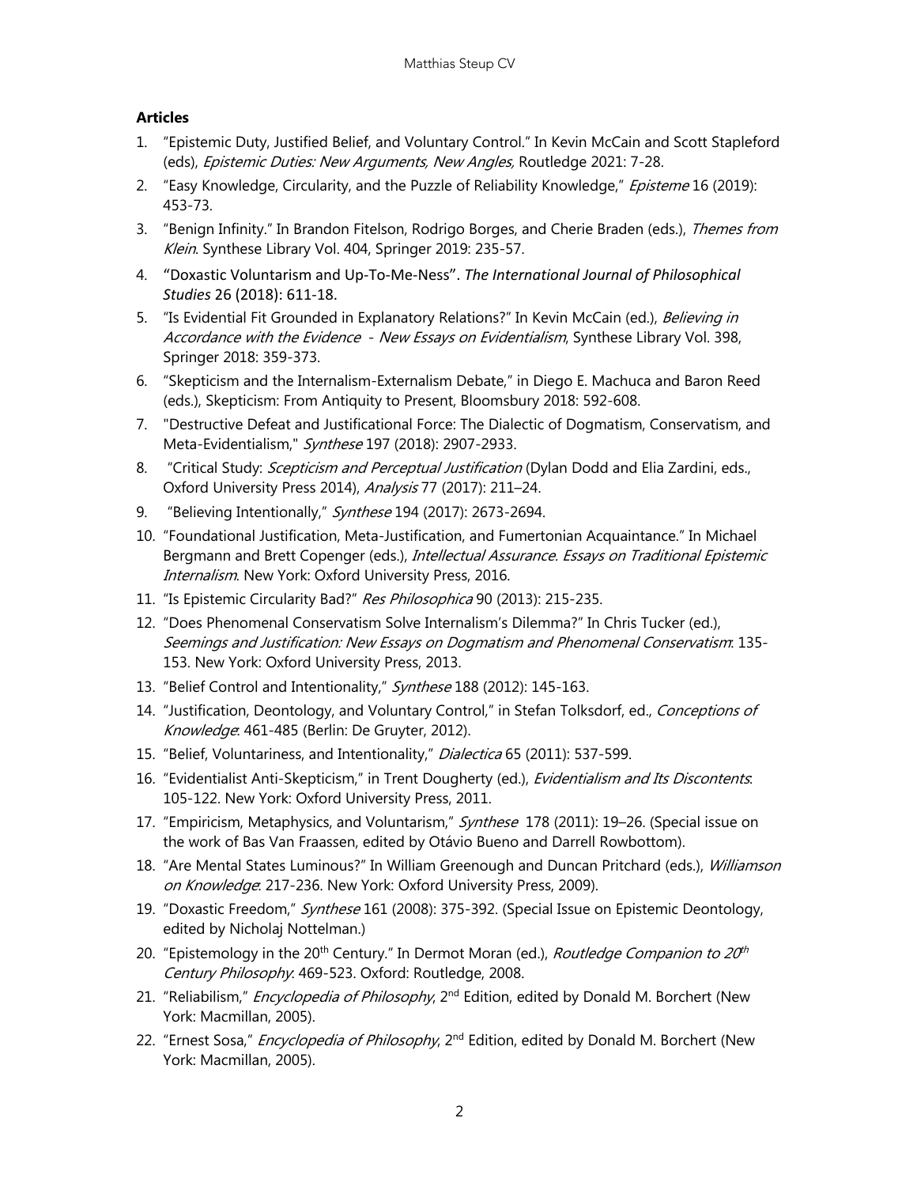### Articles

1. "Epistemic Duty, Justified Belief, and Voluntary Control." In Kevin McCain and Scott Stapleford (eds), *Epistemic Duties: New Arguments, New Angles,* Routledge 2021: 7-28.
2. "Easy Knowledge, Circularity, and the Puzzle of Reliability Knowledge," *Episteme* 16 (2019): 453-73.
3. "Benign Infinity." In Brandon Fitelson, Rodrigo Borges, and Cherie Braden (eds.), *Themes from Klein*. Synthese Library Vol. 404, Springer 2019: 235-57.
4. "Doxastic Voluntarism and Up-To-Me-Ness". *The International Journal of Philosophical Studies* 26 (2018): 611-18.
5. "Is Evidential Fit Grounded in Explanatory Relations?" In Kevin McCain (ed.), *Believing in Accordance with the Evidence - New Essays on Evidentialism*, Synthese Library Vol. 398, Springer 2018: 359-373.
6. "Skepticism and the Internalism-Externalism Debate," in Diego E. Machuca and Baron Reed (eds.), Skepticism: From Antiquity to Present, Bloomsbury 2018: 592-608.
7. "Destructive Defeat and Justificational Force: The Dialectic of Dogmatism, Conservatism, and Meta-Evidentialism," *Synthese* 197 (2018): 2907-2933.
8. "Critical Study: *Scepticism and Perceptual Justification* (Dylan Dodd and Elia Zardini, eds., Oxford University Press 2014), *Analysis* 77 (2017): 211–24.
9. "Believing Intentionally," *Synthese* 194 (2017): 2673-2694.
10. "Foundational Justification, Meta-Justification, and Fumertonian Acquaintance." In Michael Bergmann and Brett Copenger (eds.), *Intellectual Assurance. Essays on Traditional Epistemic Internalism*. New York: Oxford University Press, 2016.
11. "Is Epistemic Circularity Bad?" *Res Philosophica* 90 (2013): 215-235.
12. "Does Phenomenal Conservatism Solve Internalism's Dilemma?" In Chris Tucker (ed.), *Seemings and Justification: New Essays on Dogmatism and Phenomenal Conservatism*: 135-153. New York: Oxford University Press, 2013.
13. "Belief Control and Intentionality," *Synthese* 188 (2012): 145-163.
14. "Justification, Deontology, and Voluntary Control," in Stefan Tolksdorf, ed., *Conceptions of Knowledge*: 461-485 (Berlin: De Gruyter, 2012).
15. "Belief, Voluntariness, and Intentionality," *Dialectica* 65 (2011): 537-599.
16. "Evidentialist Anti-Skepticism," in Trent Dougherty (ed.), *Evidentialism and Its Discontents*: 105-122. New York: Oxford University Press, 2011.
17. "Empiricism, Metaphysics, and Voluntarism," *Synthese* 178 (2011): 19–26. (Special issue on the work of Bas Van Fraassen, edited by Otávio Bueno and Darrell Rowbottom).
18. "Are Mental States Luminous?" In William Greenough and Duncan Pritchard (eds.), *Williamson on Knowledge*: 217-236. New York: Oxford University Press, 2009).
19. "Doxastic Freedom," *Synthese* 161 (2008): 375-392. (Special Issue on Epistemic Deontology, edited by Nicholaj Nottelman.)
20. "Epistemology in the 20th Century." In Dermot Moran (ed.), *Routledge Companion to 20th Century Philosophy*: 469-523. Oxford: Routledge, 2008.
21. "Reliabilism," *Encyclopedia of Philosophy*, 2nd Edition, edited by Donald M. Borchert (New York: Macmillan, 2005).
22. "Ernest Sosa," *Encyclopedia of Philosophy*, 2nd Edition, edited by Donald M. Borchert (New York: Macmillan, 2005).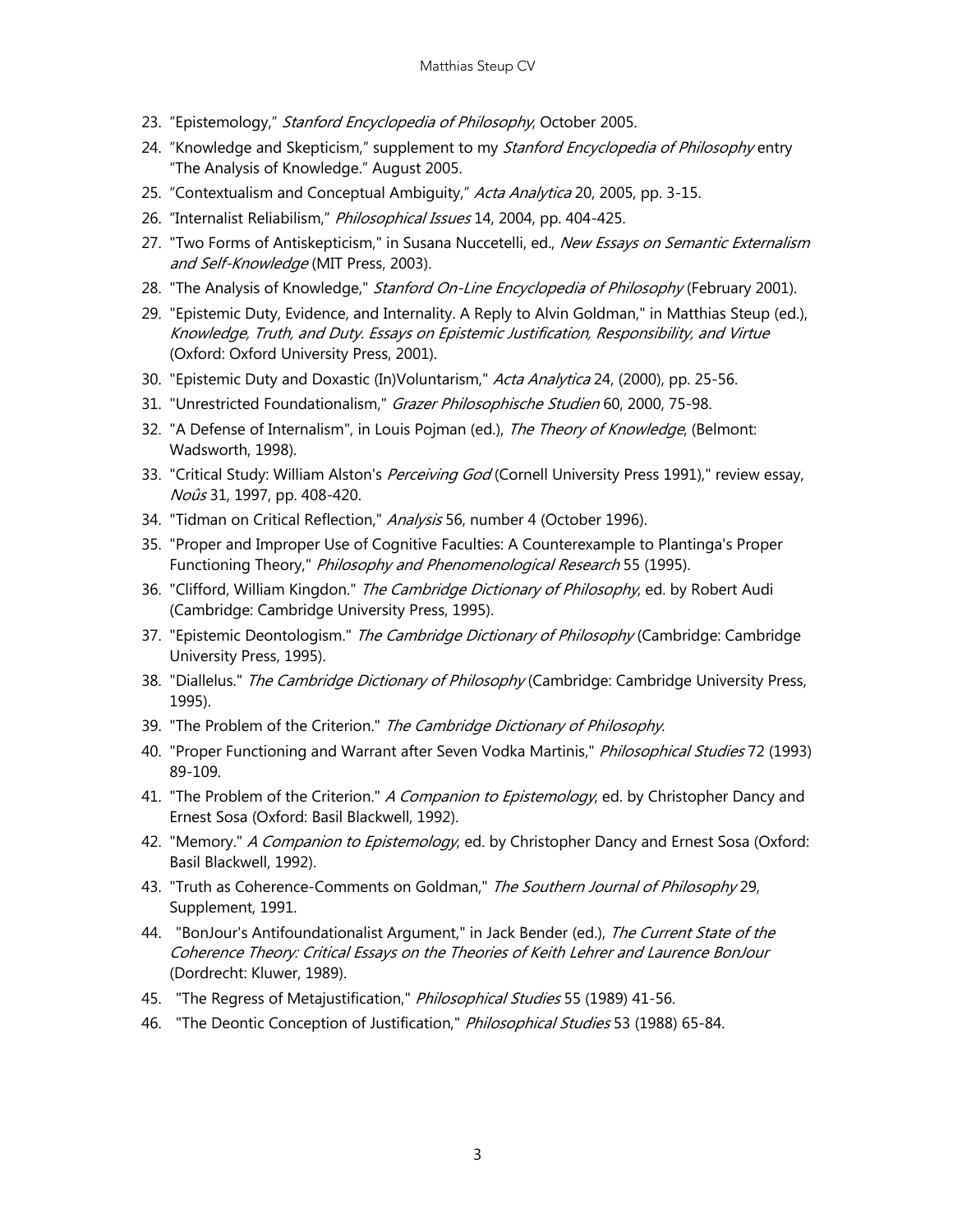23. "Epistemology," *Stanford Encyclopedia of Philosophy*, October 2005.
24. "Knowledge and Skepticism," supplement to my *Stanford Encyclopedia of Philosophy* entry "The Analysis of Knowledge." August 2005.
25. "Contextualism and Conceptual Ambiguity," *Acta Analytica* 20, 2005, pp. 3-15.
26. "Internalist Reliabilism," *Philosophical Issues* 14, 2004, pp. 404-425.
27. "Two Forms of Antiskepticism," in Susana Nuccetelli, ed., *New Essays on Semantic Externalism and Self-Knowledge* (MIT Press, 2003).
28. "The Analysis of Knowledge," *Stanford On-Line Encyclopedia of Philosophy* (February 2001).
29. "Epistemic Duty, Evidence, and Internality. A Reply to Alvin Goldman," in Matthias Steup (ed.), *Knowledge, Truth, and Duty. Essays on Epistemic Justification, Responsibility, and Virtue* (Oxford: Oxford University Press, 2001).
30. "Epistemic Duty and Doxastic (In)Voluntarism," *Acta Analytica* 24, (2000), pp. 25-56.
31. "Unrestricted Foundationalism," *Grazer Philosophische Studien* 60, 2000, 75-98.
32. "A Defense of Internalism", in Louis Pojman (ed.), *The Theory of Knowledge*, (Belmont: Wadsworth, 1998).
33. "Critical Study: William Alston's *Perceiving God* (Cornell University Press 1991)," review essay, *Noûs* 31, 1997, pp. 408-420.
34. "Tidman on Critical Reflection," *Analysis* 56, number 4 (October 1996).
35. "Proper and Improper Use of Cognitive Faculties: A Counterexample to Plantinga's Proper Functioning Theory," *Philosophy and Phenomenological Research* 55 (1995).
36. "Clifford, William Kingdon." *The Cambridge Dictionary of Philosophy*, ed. by Robert Audi (Cambridge: Cambridge University Press, 1995).
37. "Epistemic Deontologism." *The Cambridge Dictionary of Philosophy* (Cambridge: Cambridge University Press, 1995).
38. "Diallelus." *The Cambridge Dictionary of Philosophy* (Cambridge: Cambridge University Press, 1995).
39. "The Problem of the Criterion." *The Cambridge Dictionary of Philosophy*.
40. "Proper Functioning and Warrant after Seven Vodka Martinis," *Philosophical Studies* 72 (1993) 89-109.
41. "The Problem of the Criterion." *A Companion to Epistemology*, ed. by Christopher Dancy and Ernest Sosa (Oxford: Basil Blackwell, 1992).
42. "Memory." *A Companion to Epistemology*, ed. by Christopher Dancy and Ernest Sosa (Oxford: Basil Blackwell, 1992).
43. "Truth as Coherence-Comments on Goldman," *The Southern Journal of Philosophy* 29, Supplement, 1991.
44. "BonJour's Antifoundationalist Argument," in Jack Bender (ed.), *The Current State of the Coherence Theory: Critical Essays on the Theories of Keith Lehrer and Laurence BonJour* (Dordrecht: Kluwer, 1989).
45. "The Regress of Metajustification," *Philosophical Studies* 55 (1989) 41-56.
46. "The Deontic Conception of Justification," *Philosophical Studies* 53 (1988) 65-84.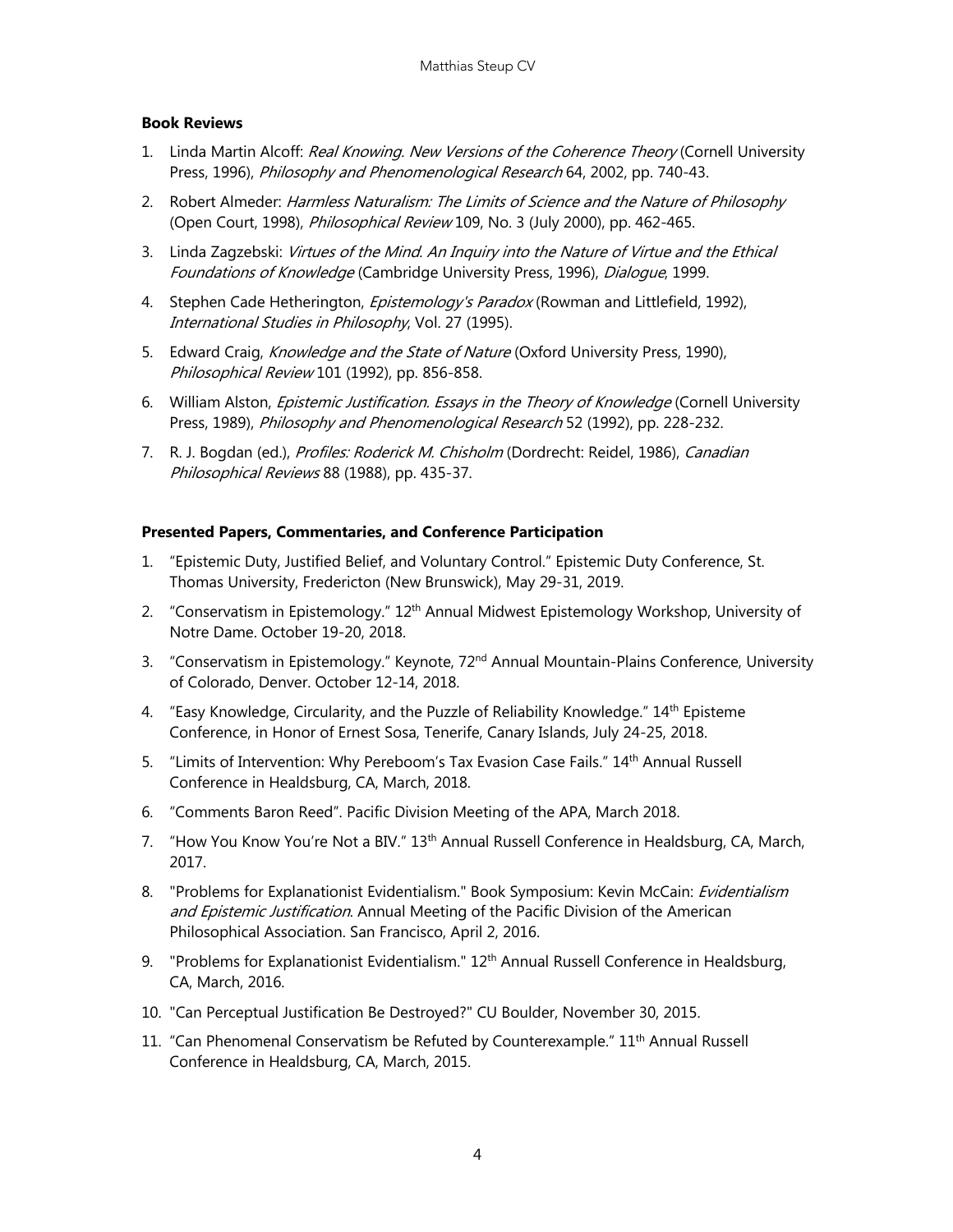**Book Reviews**

1. Linda Martin Alcoff: *Real Knowing. New Versions of the Coherence Theory* (Cornell University Press, 1996), *Philosophy and Phenomenological Research* 64, 2002, pp. 740-43.
2. Robert Almeder: *Harmless Naturalism: The Limits of Science and the Nature of Philosophy* (Open Court, 1998), *Philosophical Review* 109, No. 3 (July 2000), pp. 462-465.
3. Linda Zagzebski: *Virtues of the Mind. An Inquiry into the Nature of Virtue and the Ethical Foundations of Knowledge* (Cambridge University Press, 1996), *Dialogue*, 1999.
4. Stephen Cade Hetherington, *Epistemology's Paradox* (Rowman and Littlefield, 1992), *International Studies in Philosophy*, Vol. 27 (1995).
5. Edward Craig, *Knowledge and the State of Nature* (Oxford University Press, 1990), *Philosophical Review* 101 (1992), pp. 856-858.
6. William Alston, *Epistemic Justification. Essays in the Theory of Knowledge* (Cornell University Press, 1989), *Philosophy and Phenomenological Research* 52 (1992), pp. 228-232.
7. R. J. Bogdan (ed.), *Profiles: Roderick M. Chisholm* (Dordrecht: Reidel, 1986), *Canadian Philosophical Reviews* 88 (1988), pp. 435-37.

**Presented Papers, Commentaries, and Conference Participation**

1. "Epistemic Duty, Justified Belief, and Voluntary Control." Epistemic Duty Conference, St. Thomas University, Fredericton (New Brunswick), May 29-31, 2019.
2. "Conservatism in Epistemology." 12th Annual Midwest Epistemology Workshop, University of Notre Dame. October 19-20, 2018.
3. "Conservatism in Epistemology." Keynote, 72nd Annual Mountain-Plains Conference, University of Colorado, Denver. October 12-14, 2018.
4. "Easy Knowledge, Circularity, and the Puzzle of Reliability Knowledge." 14th Episteme Conference, in Honor of Ernest Sosa, Tenerife, Canary Islands, July 24-25, 2018.
5. "Limits of Intervention: Why Pereboom's Tax Evasion Case Fails." 14th Annual Russell Conference in Healdsburg, CA, March, 2018.
6. "Comments Baron Reed". Pacific Division Meeting of the APA, March 2018.
7. "How You Know You're Not a BIV." 13th Annual Russell Conference in Healdsburg, CA, March, 2017.
8. "Problems for Explanationist Evidentialism." Book Symposium: Kevin McCain: *Evidentialism and Epistemic Justification*. Annual Meeting of the Pacific Division of the American Philosophical Association. San Francisco, April 2, 2016.
9. "Problems for Explanationist Evidentialism." 12th Annual Russell Conference in Healdsburg, CA, March, 2016.
10. "Can Perceptual Justification Be Destroyed?" CU Boulder, November 30, 2015.
11. "Can Phenomenal Conservatism be Refuted by Counterexample." 11th Annual Russell Conference in Healdsburg, CA, March, 2015.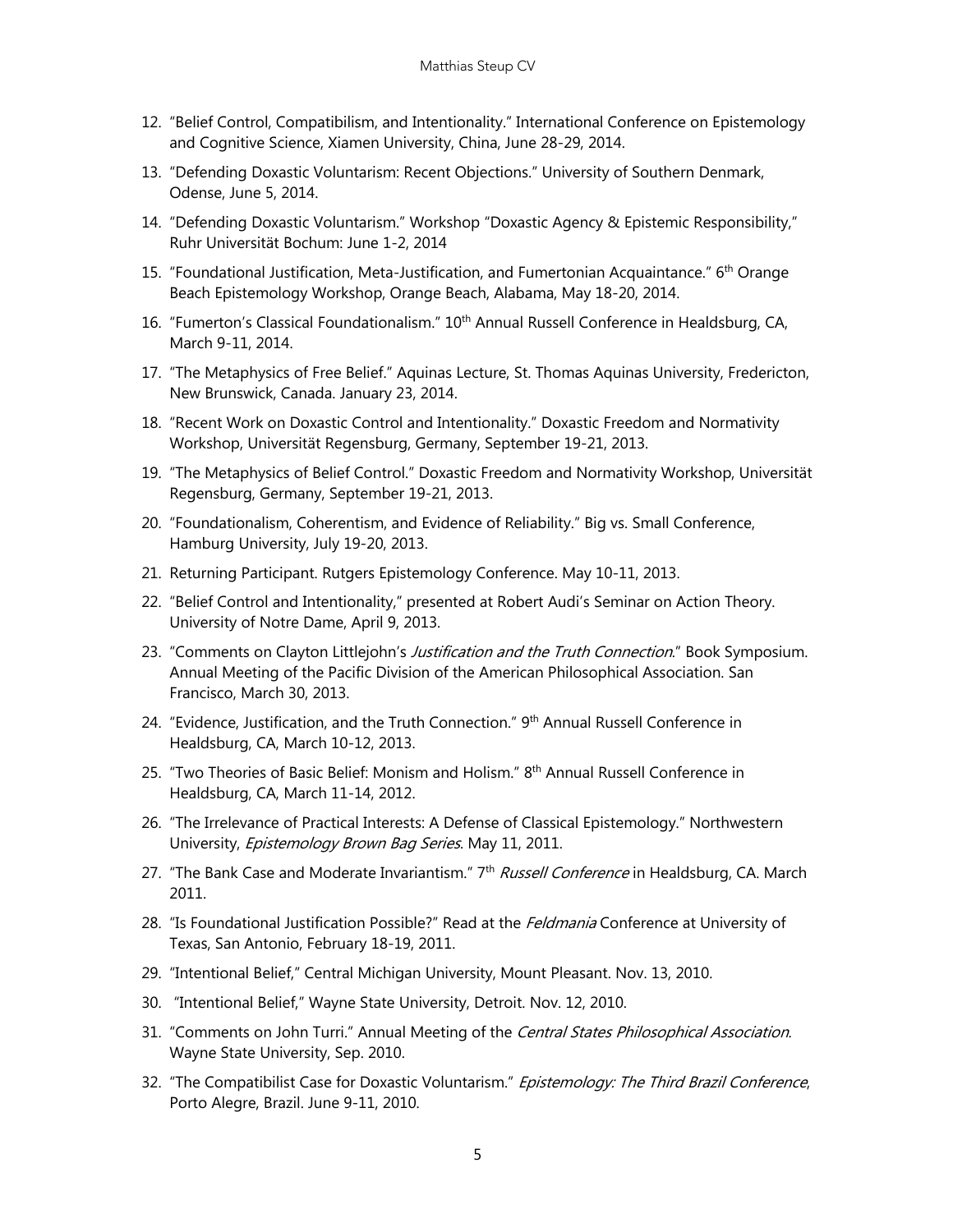12. "Belief Control, Compatibilism, and Intentionality." International Conference on Epistemology and Cognitive Science, Xiamen University, China, June 28-29, 2014.
13. "Defending Doxastic Voluntarism: Recent Objections." University of Southern Denmark, Odense, June 5, 2014.
14. "Defending Doxastic Voluntarism." Workshop "Doxastic Agency & Epistemic Responsibility," Ruhr Universität Bochum: June 1-2, 2014
15. "Foundational Justification, Meta-Justification, and Fumertonian Acquaintance." 6th Orange Beach Epistemology Workshop, Orange Beach, Alabama, May 18-20, 2014.
16. "Fumerton's Classical Foundationalism." 10th Annual Russell Conference in Healdsburg, CA, March 9-11, 2014.
17. "The Metaphysics of Free Belief." Aquinas Lecture, St. Thomas Aquinas University, Fredericton, New Brunswick, Canada. January 23, 2014.
18. "Recent Work on Doxastic Control and Intentionality." Doxastic Freedom and Normativity Workshop, Universität Regensburg, Germany, September 19-21, 2013.
19. "The Metaphysics of Belief Control." Doxastic Freedom and Normativity Workshop, Universität Regensburg, Germany, September 19-21, 2013.
20. "Foundationalism, Coherentism, and Evidence of Reliability." Big vs. Small Conference, Hamburg University, July 19-20, 2013.
21. Returning Participant. Rutgers Epistemology Conference. May 10-11, 2013.
22. "Belief Control and Intentionality," presented at Robert Audi's Seminar on Action Theory. University of Notre Dame, April 9, 2013.
23. "Comments on Clayton Littlejohn's *Justification and the Truth Connection*." Book Symposium. Annual Meeting of the Pacific Division of the American Philosophical Association. San Francisco, March 30, 2013.
24. "Evidence, Justification, and the Truth Connection." 9th Annual Russell Conference in Healdsburg, CA, March 10-12, 2013.
25. "Two Theories of Basic Belief: Monism and Holism." 8th Annual Russell Conference in Healdsburg, CA, March 11-14, 2012.
26. "The Irrelevance of Practical Interests: A Defense of Classical Epistemology." Northwestern University, *Epistemology Brown Bag Series*. May 11, 2011.
27. "The Bank Case and Moderate Invariantism." 7th *Russell Conference* in Healdsburg, CA. March 2011.
28. "Is Foundational Justification Possible?" Read at the *Feldmania* Conference at University of Texas, San Antonio, February 18-19, 2011.
29. "Intentional Belief," Central Michigan University, Mount Pleasant. Nov. 13, 2010.
30. "Intentional Belief," Wayne State University, Detroit. Nov. 12, 2010.
31. "Comments on John Turri." Annual Meeting of the *Central States Philosophical Association*. Wayne State University, Sep. 2010.
32. "The Compatibilist Case for Doxastic Voluntarism." *Epistemology: The Third Brazil Conference*, Porto Alegre, Brazil. June 9-11, 2010.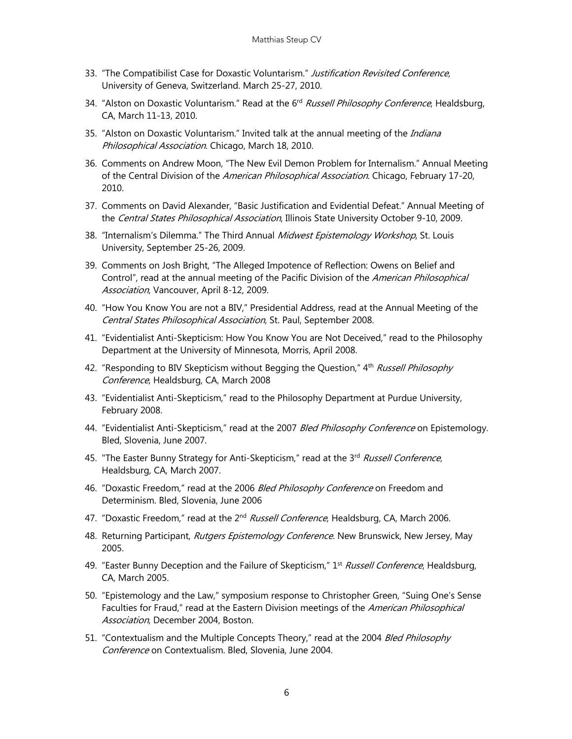33. "The Compatibilist Case for Doxastic Voluntarism." *Justification Revisited Conference*, University of Geneva, Switzerland. March 25-27, 2010.

34. "Alston on Doxastic Voluntarism." Read at the 6th *Russell Philosophy Conference*, Healdsburg, CA, March 11-13, 2010.

35. "Alston on Doxastic Voluntarism." Invited talk at the annual meeting of the *Indiana Philosophical Association*. Chicago, March 18, 2010.

36. Comments on Andrew Moon, "The New Evil Demon Problem for Internalism." Annual Meeting of the Central Division of the *American Philosophical Association*. Chicago, February 17-20, 2010.

37. Comments on David Alexander, "Basic Justification and Evidential Defeat." Annual Meeting of the *Central States Philosophical Association*, Illinois State University October 9-10, 2009.

38. "Internalism's Dilemma." The Third Annual *Midwest Epistemology Workshop*, St. Louis University, September 25-26, 2009.

39. Comments on Josh Bright, "The Alleged Impotence of Reflection: Owens on Belief and Control", read at the annual meeting of the Pacific Division of the *American Philosophical Association*, Vancouver, April 8-12, 2009.

40. "How You Know You are not a BIV," Presidential Address, read at the Annual Meeting of the *Central States Philosophical Association*, St. Paul, September 2008.

41. "Evidentialist Anti-Skepticism: How You Know You are Not Deceived," read to the Philosophy Department at the University of Minnesota, Morris, April 2008.

42. "Responding to BIV Skepticism without Begging the Question," 4th *Russell Philosophy Conference*, Healdsburg, CA, March 2008

43. "Evidentialist Anti-Skepticism," read to the Philosophy Department at Purdue University, February 2008.

44. "Evidentialist Anti-Skepticism," read at the 2007 *Bled Philosophy Conference* on Epistemology. Bled, Slovenia, June 2007.

45. "The Easter Bunny Strategy for Anti-Skepticism," read at the 3rd *Russell Conference*, Healdsburg, CA, March 2007.

46. "Doxastic Freedom," read at the 2006 *Bled Philosophy Conference* on Freedom and Determinism. Bled, Slovenia, June 2006

47. "Doxastic Freedom," read at the 2nd *Russell Conference*, Healdsburg, CA, March 2006.

48. Returning Participant, *Rutgers Epistemology Conference*. New Brunswick, New Jersey, May 2005.

49. "Easter Bunny Deception and the Failure of Skepticism," 1st *Russell Conference*, Healdsburg, CA, March 2005.

50. "Epistemology and the Law," symposium response to Christopher Green, "Suing One's Sense Faculties for Fraud," read at the Eastern Division meetings of the *American Philosophical Association*, December 2004, Boston.

51. "Contextualism and the Multiple Concepts Theory," read at the 2004 *Bled Philosophy Conference* on Contextualism. Bled, Slovenia, June 2004.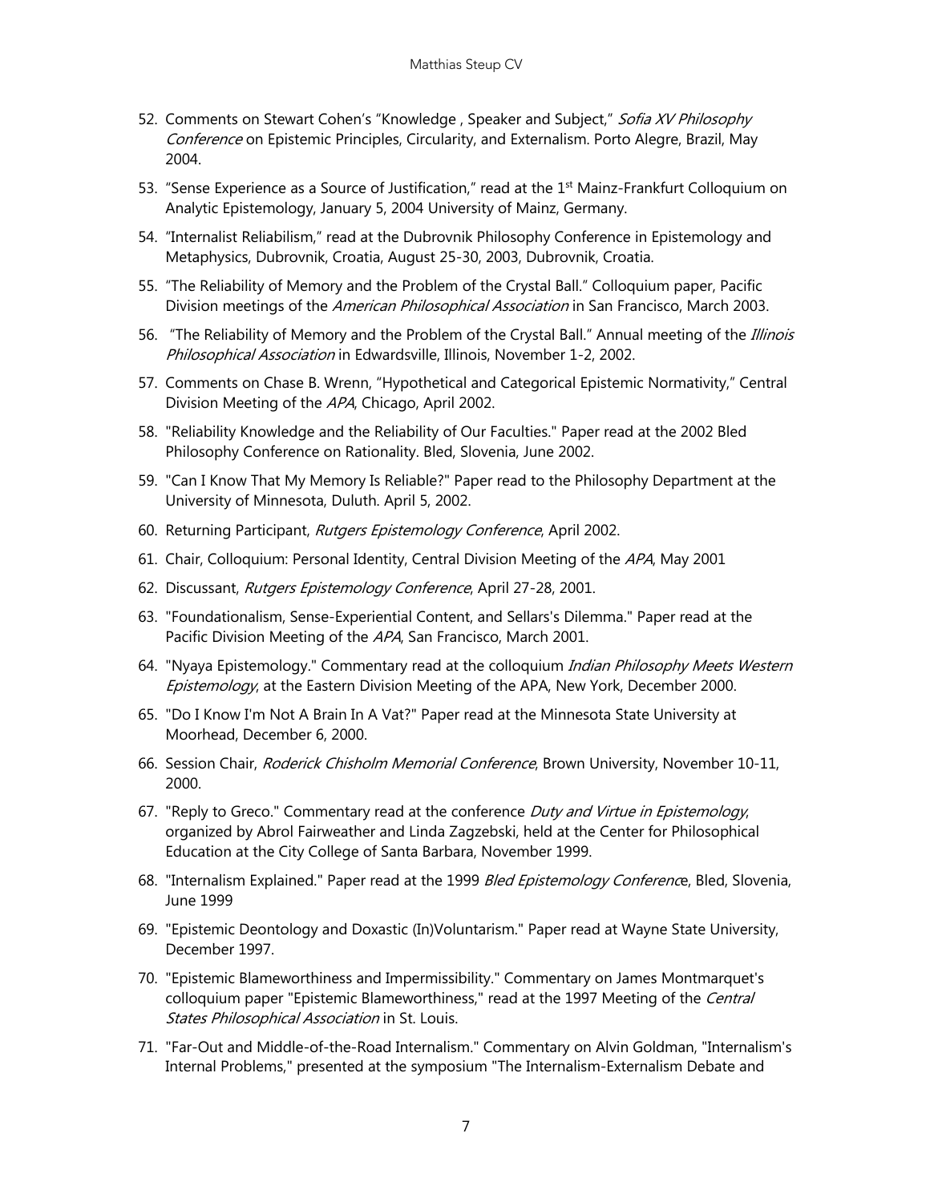52. Comments on Stewart Cohen's "Knowledge , Speaker and Subject," *Sofia XV Philosophy Conference* on Epistemic Principles, Circularity, and Externalism. Porto Alegre, Brazil, May 2004.

53. "Sense Experience as a Source of Justification," read at the 1st Mainz-Frankfurt Colloquium on Analytic Epistemology, January 5, 2004 University of Mainz, Germany.

54. "Internalist Reliabilism," read at the Dubrovnik Philosophy Conference in Epistemology and Metaphysics, Dubrovnik, Croatia, August 25-30, 2003, Dubrovnik, Croatia.

55. "The Reliability of Memory and the Problem of the Crystal Ball." Colloquium paper, Pacific Division meetings of the *American Philosophical Association* in San Francisco, March 2003.

56. "The Reliability of Memory and the Problem of the Crystal Ball." Annual meeting of the *Illinois Philosophical Association* in Edwardsville, Illinois, November 1-2, 2002.

57. Comments on Chase B. Wrenn, "Hypothetical and Categorical Epistemic Normativity," Central Division Meeting of the *APA*, Chicago, April 2002.

58. "Reliability Knowledge and the Reliability of Our Faculties." Paper read at the 2002 Bled Philosophy Conference on Rationality. Bled, Slovenia, June 2002.

59. "Can I Know That My Memory Is Reliable?" Paper read to the Philosophy Department at the University of Minnesota, Duluth. April 5, 2002.

60. Returning Participant, *Rutgers Epistemology Conference*, April 2002.

61. Chair, Colloquium: Personal Identity, Central Division Meeting of the *APA*, May 2001

62. Discussant, *Rutgers Epistemology Conference*, April 27-28, 2001.

63. "Foundationalism, Sense-Experiential Content, and Sellars's Dilemma." Paper read at the Pacific Division Meeting of the *APA*, San Francisco, March 2001.

64. "Nyaya Epistemology." Commentary read at the colloquium *Indian Philosophy Meets Western Epistemology*, at the Eastern Division Meeting of the APA, New York, December 2000.

65. "Do I Know I'm Not A Brain In A Vat?" Paper read at the Minnesota State University at Moorhead, December 6, 2000.

66. Session Chair, *Roderick Chisholm Memorial Conference*, Brown University, November 10-11, 2000.

67. "Reply to Greco." Commentary read at the conference *Duty and Virtue in Epistemology*, organized by Abrol Fairweather and Linda Zagzebski, held at the Center for Philosophical Education at the City College of Santa Barbara, November 1999.

68. "Internalism Explained." Paper read at the 1999 *Bled Epistemology Conference*, Bled, Slovenia, June 1999

69. "Epistemic Deontology and Doxastic (In)Voluntarism." Paper read at Wayne State University, December 1997.

70. "Epistemic Blameworthiness and Impermissibility." Commentary on James Montmarquet's colloquium paper "Epistemic Blameworthiness," read at the 1997 Meeting of the *Central States Philosophical Association* in St. Louis.

71. "Far-Out and Middle-of-the-Road Internalism." Commentary on Alvin Goldman, "Internalism's Internal Problems," presented at the symposium "The Internalism-Externalism Debate and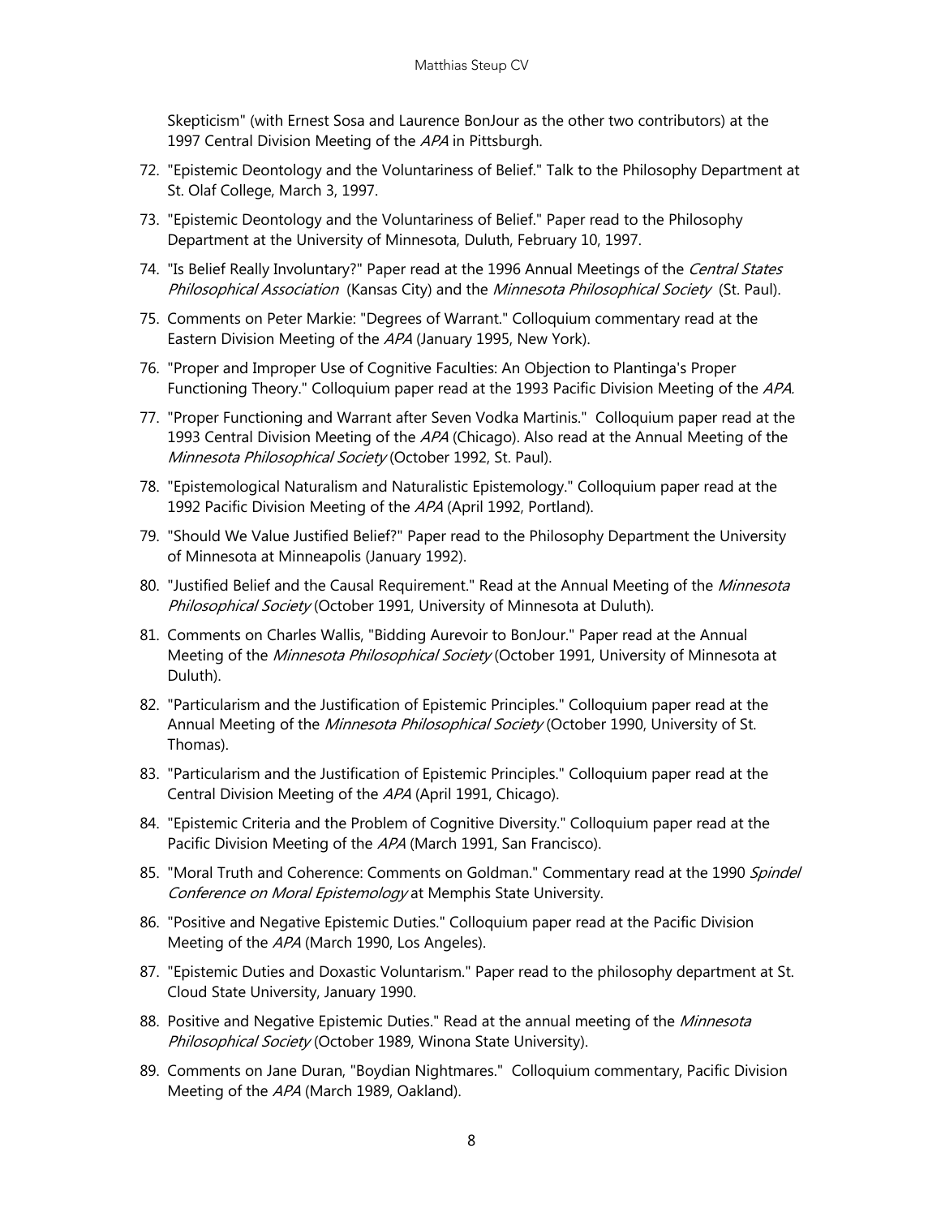Skepticism" (with Ernest Sosa and Laurence BonJour as the other two contributors) at the 1997 Central Division Meeting of the *APA* in Pittsburgh.

72. "Epistemic Deontology and the Voluntariness of Belief." Talk to the Philosophy Department at St. Olaf College, March 3, 1997.
73. "Epistemic Deontology and the Voluntariness of Belief." Paper read to the Philosophy Department at the University of Minnesota, Duluth, February 10, 1997.
74. "Is Belief Really Involuntary?" Paper read at the 1996 Annual Meetings of the *Central States Philosophical Association* (Kansas City) and the *Minnesota Philosophical Society* (St. Paul).
75. Comments on Peter Markie: "Degrees of Warrant." Colloquium commentary read at the Eastern Division Meeting of the *APA* (January 1995, New York).
76. "Proper and Improper Use of Cognitive Faculties: An Objection to Plantinga's Proper Functioning Theory." Colloquium paper read at the 1993 Pacific Division Meeting of the *APA*.
77. "Proper Functioning and Warrant after Seven Vodka Martinis." Colloquium paper read at the 1993 Central Division Meeting of the *APA* (Chicago). Also read at the Annual Meeting of the *Minnesota Philosophical Society* (October 1992, St. Paul).
78. "Epistemological Naturalism and Naturalistic Epistemology." Colloquium paper read at the 1992 Pacific Division Meeting of the *APA* (April 1992, Portland).
79. "Should We Value Justified Belief?" Paper read to the Philosophy Department the University of Minnesota at Minneapolis (January 1992).
80. "Justified Belief and the Causal Requirement." Read at the Annual Meeting of the *Minnesota Philosophical Society* (October 1991, University of Minnesota at Duluth).
81. Comments on Charles Wallis, "Bidding Aurevoir to BonJour." Paper read at the Annual Meeting of the *Minnesota Philosophical Society* (October 1991, University of Minnesota at Duluth).
82. "Particularism and the Justification of Epistemic Principles." Colloquium paper read at the Annual Meeting of the *Minnesota Philosophical Society* (October 1990, University of St. Thomas).
83. "Particularism and the Justification of Epistemic Principles." Colloquium paper read at the Central Division Meeting of the *APA* (April 1991, Chicago).
84. "Epistemic Criteria and the Problem of Cognitive Diversity." Colloquium paper read at the Pacific Division Meeting of the *APA* (March 1991, San Francisco).
85. "Moral Truth and Coherence: Comments on Goldman." Commentary read at the 1990 *Spindel Conference on Moral Epistemology* at Memphis State University.
86. "Positive and Negative Epistemic Duties." Colloquium paper read at the Pacific Division Meeting of the *APA* (March 1990, Los Angeles).
87. "Epistemic Duties and Doxastic Voluntarism." Paper read to the philosophy department at St. Cloud State University, January 1990.
88. Positive and Negative Epistemic Duties." Read at the annual meeting of the *Minnesota Philosophical Society* (October 1989, Winona State University).
89. Comments on Jane Duran, "Boydian Nightmares." Colloquium commentary, Pacific Division Meeting of the *APA* (March 1989, Oakland).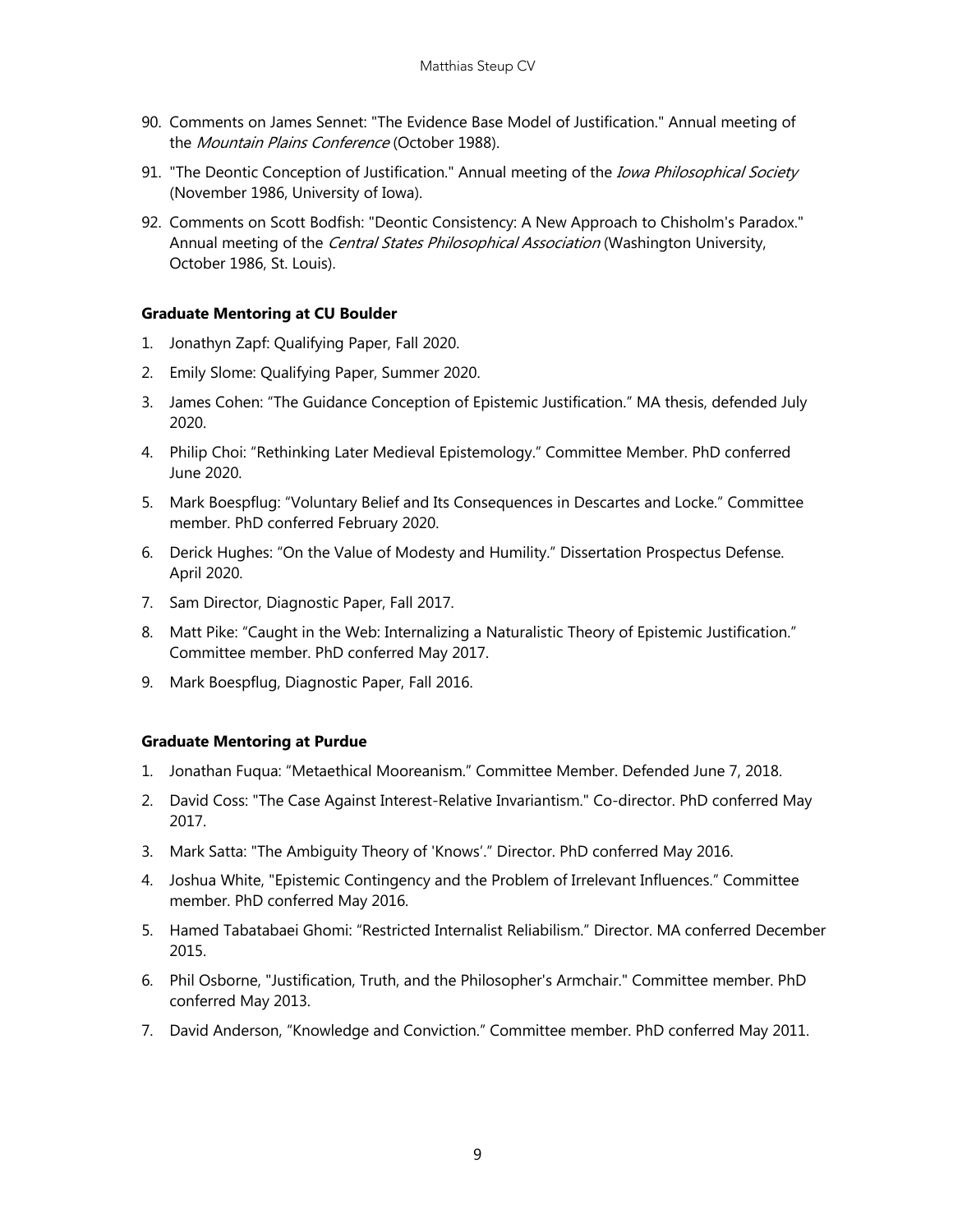90. Comments on James Sennet: "The Evidence Base Model of Justification." Annual meeting of the *Mountain Plains Conference* (October 1988).
91. "The Deontic Conception of Justification." Annual meeting of the *Iowa Philosophical Society* (November 1986, University of Iowa).
92. Comments on Scott Bodfish: "Deontic Consistency: A New Approach to Chisholm's Paradox." Annual meeting of the *Central States Philosophical Association* (Washington University, October 1986, St. Louis).

**Graduate Mentoring at CU Boulder**

1. Jonathyn Zapf: Qualifying Paper, Fall 2020.
2. Emily Slome: Qualifying Paper, Summer 2020.
3. James Cohen: "The Guidance Conception of Epistemic Justification." MA thesis, defended July 2020.
4. Philip Choi: "Rethinking Later Medieval Epistemology." Committee Member. PhD conferred June 2020.
5. Mark Boespflug: "Voluntary Belief and Its Consequences in Descartes and Locke." Committee member. PhD conferred February 2020.
6. Derick Hughes: "On the Value of Modesty and Humility." Dissertation Prospectus Defense. April 2020.
7. Sam Director, Diagnostic Paper, Fall 2017.
8. Matt Pike: "Caught in the Web: Internalizing a Naturalistic Theory of Epistemic Justification." Committee member. PhD conferred May 2017.
9. Mark Boespflug, Diagnostic Paper, Fall 2016.

**Graduate Mentoring at Purdue**

1. Jonathan Fuqua: "Metaethical Mooreanism." Committee Member. Defended June 7, 2018.
2. David Coss: "The Case Against Interest-Relative Invariantism." Co-director. PhD conferred May 2017.
3. Mark Satta: "The Ambiguity Theory of 'Knows'." Director. PhD conferred May 2016.
4. Joshua White, "Epistemic Contingency and the Problem of Irrelevant Influences." Committee member. PhD conferred May 2016.
5. Hamed Tabatabaei Ghomi: "Restricted Internalist Reliabilism." Director. MA conferred December 2015.
6. Phil Osborne, "Justification, Truth, and the Philosopher's Armchair." Committee member. PhD conferred May 2013.
7. David Anderson, "Knowledge and Conviction." Committee member. PhD conferred May 2011.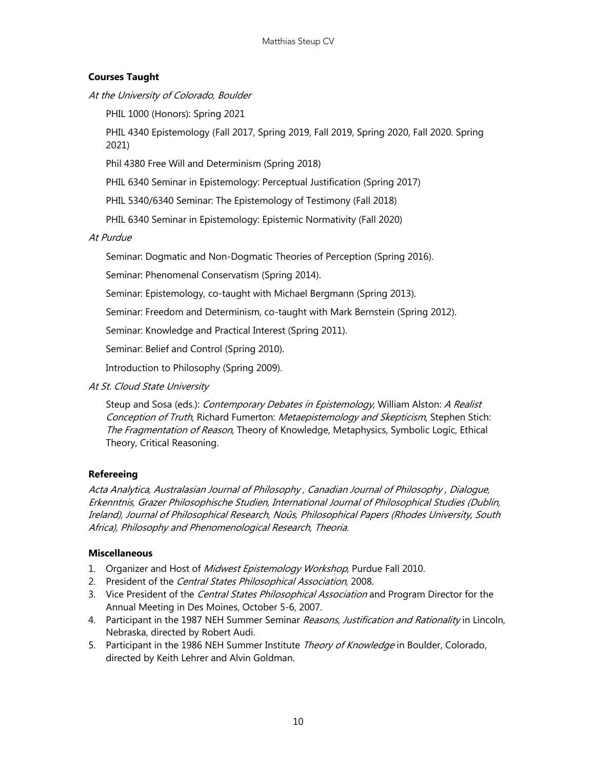### Courses Taught

*At the University of Colorado, Boulder*

PHIL 1000 (Honors): Spring 2021

PHIL 4340 Epistemology (Fall 2017, Spring 2019, Fall 2019, Spring 2020, Fall 2020. Spring 2021)

Phil 4380 Free Will and Determinism (Spring 2018)

PHIL 6340 Seminar in Epistemology: Perceptual Justification (Spring 2017)

PHIL 5340/6340 Seminar: The Epistemology of Testimony (Fall 2018)

PHIL 6340 Seminar in Epistemology: Epistemic Normativity (Fall 2020)

*At Purdue*

Seminar: Dogmatic and Non-Dogmatic Theories of Perception (Spring 2016).

Seminar: Phenomenal Conservatism (Spring 2014).

Seminar: Epistemology, co-taught with Michael Bergmann (Spring 2013).

Seminar: Freedom and Determinism, co-taught with Mark Bernstein (Spring 2012).

Seminar: Knowledge and Practical Interest (Spring 2011).

Seminar: Belief and Control (Spring 2010).

Introduction to Philosophy (Spring 2009).

*At St. Cloud State University*

Steup and Sosa (eds.): *Contemporary Debates in Epistemology*, William Alston: *A Realist Conception of Truth*, Richard Fumerton: *Metaepistemology and Skepticism*, Stephen Stich: *The Fragmentation of Reason*, Theory of Knowledge, Metaphysics, Symbolic Logic, Ethical Theory, Critical Reasoning.

### Refereeing

*Acta Analytica, Australasian Journal of Philosophy , Canadian Journal of Philosophy , Dialogue, Erkenntnis, Grazer Philosophische Studien, International Journal of Philosophical Studies (Dublin, Ireland), Journal of Philosophical Research, Noûs, Philosophical Papers (Rhodes University, South Africa), Philosophy and Phenomenological Research, Theoria.*

### Miscellaneous

1. Organizer and Host of *Midwest Epistemology Workshop*, Purdue Fall 2010.
2. President of the *Central States Philosophical Association*, 2008.
3. Vice President of the *Central States Philosophical Association* and Program Director for the Annual Meeting in Des Moines, October 5-6, 2007.
4. Participant in the 1987 NEH Summer Seminar *Reasons*, *Justification and Rationality* in Lincoln, Nebraska, directed by Robert Audi.
5. Participant in the 1986 NEH Summer Institute *Theory of Knowledge* in Boulder, Colorado, directed by Keith Lehrer and Alvin Goldman.